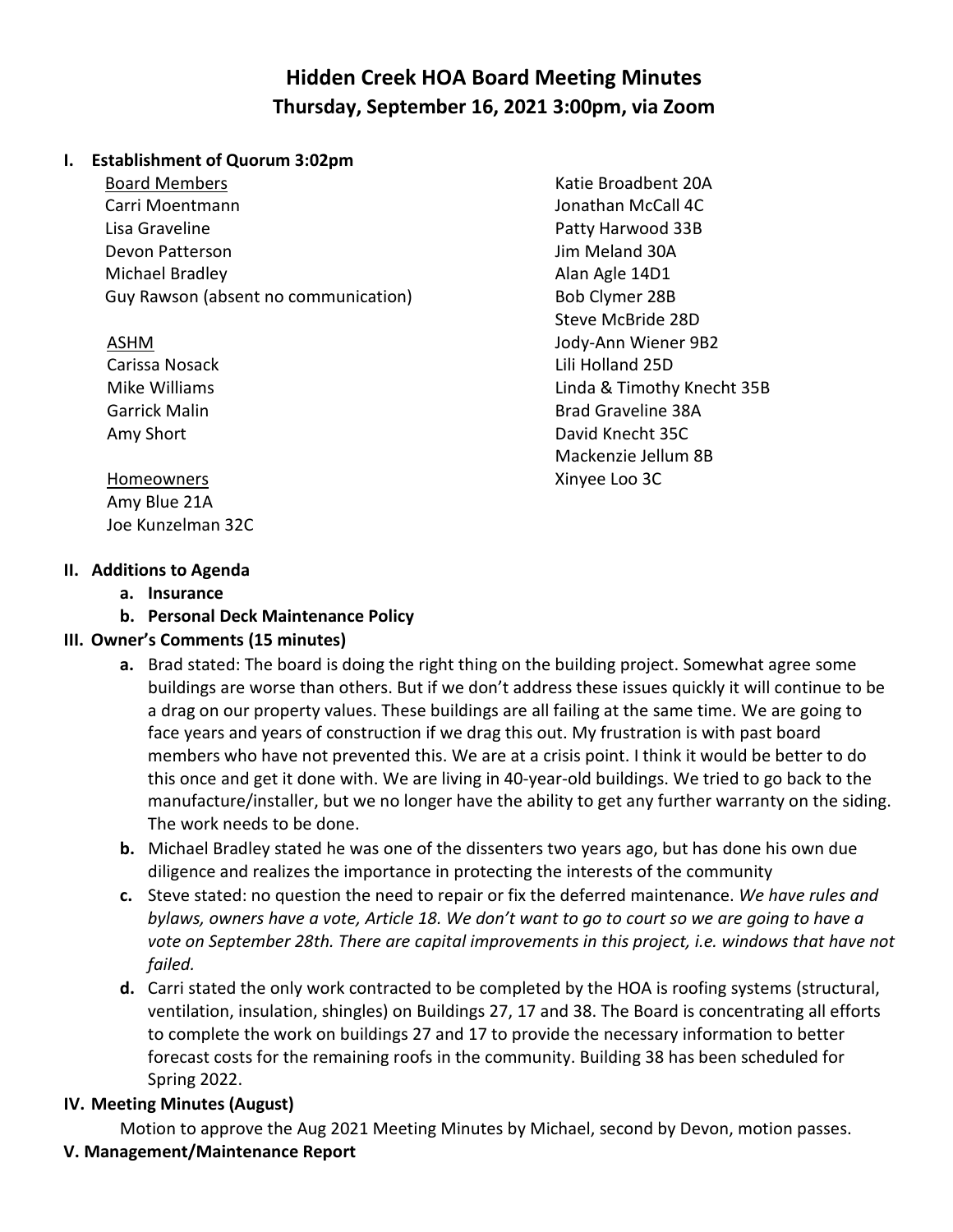# Hidden Creek HOA Board Meeting Minutes
## Thursday, September 16, 2021 3:00pm, via Zoom

**I. Establishment of Quorum 3:02pm**

Board Members
- Carri Moentmann
- Lisa Graveline
- Devon Patterson
- Michael Bradley
- Guy Rawson (absent no communication)

ASHM
- Carissa Nosack
- Mike Williams
- Garrick Malin
- Amy Short

Homeowners
- Amy Blue 21A
- Joe Kunzelman 32C
- Katie Broadbent 20A
- Jonathan McCall 4C
- Patty Harwood 33B
- Jim Meland 30A
- Alan Agle 14D1
- Bob Clymer 28B
- Steve McBride 28D
- Jody-Ann Wiener 9B2
- Lili Holland 25D
- Linda & Timothy Knecht 35B
- Brad Graveline 38A
- David Knecht 35C
- Mackenzie Jellum 8B
- Xinyee Loo 3C

**II. Additions to Agenda**

a. **Insurance**

b. **Personal Deck Maintenance Policy**

**III. Owner's Comments (15 minutes)**

a. Brad stated: The board is doing the right thing on the building project. Somewhat agree some buildings are worse than others. But if we don't address these issues quickly it will continue to be a drag on our property values. These buildings are all failing at the same time. We are going to face years and years of construction if we drag this out. My frustration is with past board members who have not prevented this. We are at a crisis point. I think it would be better to do this once and get it done with. We are living in 40-year-old buildings. We tried to go back to the manufacture/installer, but we no longer have the ability to get any further warranty on the siding. The work needs to be done.

b. Michael Bradley stated he was one of the dissenters two years ago, but has done his own due diligence and realizes the importance in protecting the interests of the community

c. Steve stated: no question the need to repair or fix the deferred maintenance. *We have rules and bylaws, owners have a vote, Article 18. We don't want to go to court so we are going to have a vote on September 28th. There are capital improvements in this project, i.e. windows that have not failed.*

d. Carri stated the only work contracted to be completed by the HOA is roofing systems (structural, ventilation, insulation, shingles) on Buildings 27, 17 and 38. The Board is concentrating all efforts to complete the work on buildings 27 and 17 to provide the necessary information to better forecast costs for the remaining roofs in the community. Building 38 has been scheduled for Spring 2022.

**IV. Meeting Minutes (August)**

Motion to approve the Aug 2021 Meeting Minutes by Michael, second by Devon, motion passes.

**V. Management/Maintenance Report**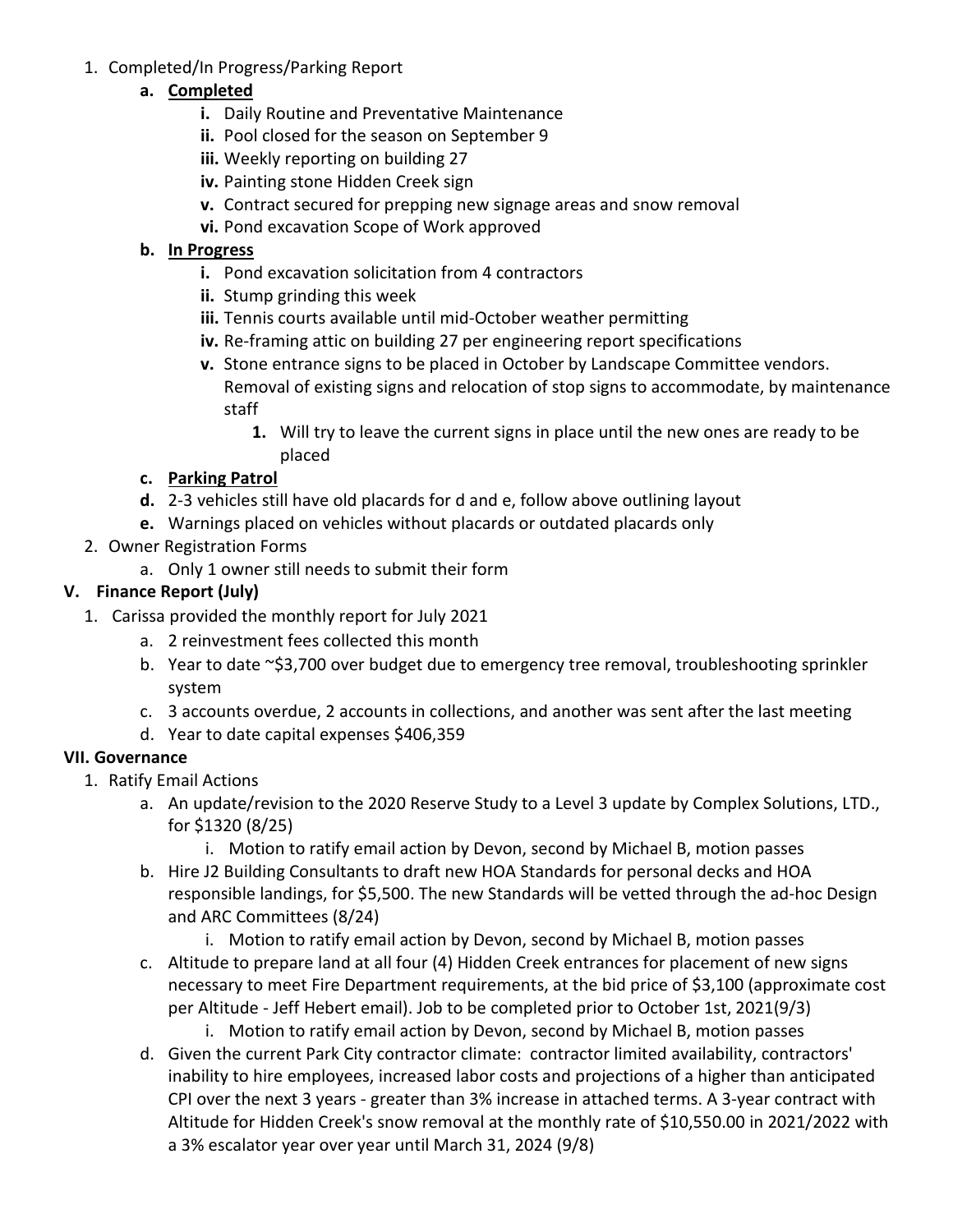1. Completed/In Progress/Parking Report
    a. **Completed**
        i. Daily Routine and Preventative Maintenance
        ii. Pool closed for the season on September 9
        iii. Weekly reporting on building 27
        iv. Painting stone Hidden Creek sign
        v. Contract secured for prepping new signage areas and snow removal
        vi. Pond excavation Scope of Work approved
    b. **In Progress**
        i. Pond excavation solicitation from 4 contractors
        ii. Stump grinding this week
        iii. Tennis courts available until mid-October weather permitting
        iv. Re-framing attic on building 27 per engineering report specifications
        v. Stone entrance signs to be placed in October by Landscape Committee vendors. Removal of existing signs and relocation of stop signs to accommodate, by maintenance staff
            1. Will try to leave the current signs in place until the new ones are ready to be placed
    c. **Parking Patrol**
    d. 2-3 vehicles still have old placards for d and e, follow above outlining layout
    e. Warnings placed on vehicles without placards or outdated placards only
2. Owner Registration Forms
    a. Only 1 owner still needs to submit their form

**V. Finance Report (July)**

1. Carissa provided the monthly report for July 2021
    a. 2 reinvestment fees collected this month
    b. Year to date ~$3,700 over budget due to emergency tree removal, troubleshooting sprinkler system
    c. 3 accounts overdue, 2 accounts in collections, and another was sent after the last meeting
    d. Year to date capital expenses $406,359

**VII. Governance**

1. Ratify Email Actions
    a. An update/revision to the 2020 Reserve Study to a Level 3 update by Complex Solutions, LTD., for $1320 (8/25)
        i. Motion to ratify email action by Devon, second by Michael B, motion passes
    b. Hire J2 Building Consultants to draft new HOA Standards for personal decks and HOA responsible landings, for $5,500. The new Standards will be vetted through the ad-hoc Design and ARC Committees (8/24)
        i. Motion to ratify email action by Devon, second by Michael B, motion passes
    c. Altitude to prepare land at all four (4) Hidden Creek entrances for placement of new signs necessary to meet Fire Department requirements, at the bid price of $3,100 (approximate cost per Altitude - Jeff Hebert email). Job to be completed prior to October 1st, 2021(9/3)
        i. Motion to ratify email action by Devon, second by Michael B, motion passes
    d. Given the current Park City contractor climate: contractor limited availability, contractors' inability to hire employees, increased labor costs and projections of a higher than anticipated CPI over the next 3 years - greater than 3% increase in attached terms. A 3-year contract with Altitude for Hidden Creek's snow removal at the monthly rate of $10,550.00 in 2021/2022 with a 3% escalator year over year until March 31, 2024 (9/8)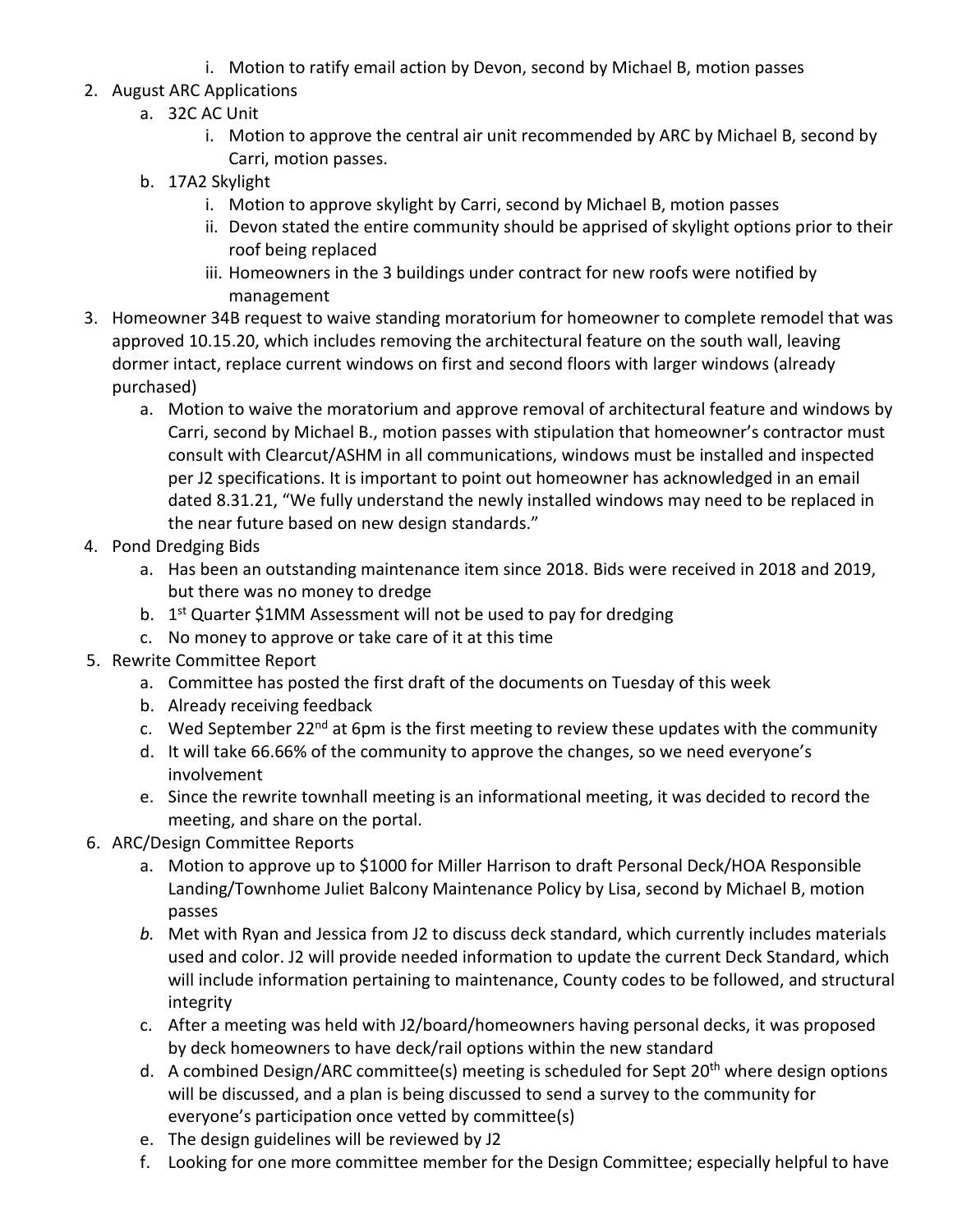- i. Motion to ratify email action by Devon, second by Michael B, motion passes

2. August ARC Applications
   - a. 32C AC Unit
     - i. Motion to approve the central air unit recommended by ARC by Michael B, second by Carri, motion passes.
   - b. 17A2 Skylight
     - i. Motion to approve skylight by Carri, second by Michael B, motion passes
     - ii. Devon stated the entire community should be apprised of skylight options prior to their roof being replaced
     - iii. Homeowners in the 3 buildings under contract for new roofs were notified by management
3. Homeowner 34B request to waive standing moratorium for homeowner to complete remodel that was approved 10.15.20, which includes removing the architectural feature on the south wall, leaving dormer intact, replace current windows on first and second floors with larger windows (already purchased)
   - a. Motion to waive the moratorium and approve removal of architectural feature and windows by Carri, second by Michael B., motion passes with stipulation that homeowner's contractor must consult with Clearcut/ASHM in all communications, windows must be installed and inspected per J2 specifications. It is important to point out homeowner has acknowledged in an email dated 8.31.21, "We fully understand the newly installed windows may need to be replaced in the near future based on new design standards."
4. Pond Dredging Bids
   - a. Has been an outstanding maintenance item since 2018. Bids were received in 2018 and 2019, but there was no money to dredge
   - b. 1st Quarter $1MM Assessment will not be used to pay for dredging
   - c. No money to approve or take care of it at this time
5. Rewrite Committee Report
   - a. Committee has posted the first draft of the documents on Tuesday of this week
   - b. Already receiving feedback
   - c. Wed September 22nd at 6pm is the first meeting to review these updates with the community
   - d. It will take 66.66% of the community to approve the changes, so we need everyone's involvement
   - e. Since the rewrite townhall meeting is an informational meeting, it was decided to record the meeting, and share on the portal.
6. ARC/Design Committee Reports
   - a. Motion to approve up to $1000 for Miller Harrison to draft Personal Deck/HOA Responsible Landing/Townhome Juliet Balcony Maintenance Policy by Lisa, second by Michael B, motion passes
   - *b.* Met with Ryan and Jessica from J2 to discuss deck standard, which currently includes materials used and color. J2 will provide needed information to update the current Deck Standard, which will include information pertaining to maintenance, County codes to be followed, and structural integrity
   - c. After a meeting was held with J2/board/homeowners having personal decks, it was proposed by deck homeowners to have deck/rail options within the new standard
   - d. A combined Design/ARC committee(s) meeting is scheduled for Sept 20th where design options will be discussed, and a plan is being discussed to send a survey to the community for everyone's participation once vetted by committee(s)
   - e. The design guidelines will be reviewed by J2
   - f. Looking for one more committee member for the Design Committee; especially helpful to have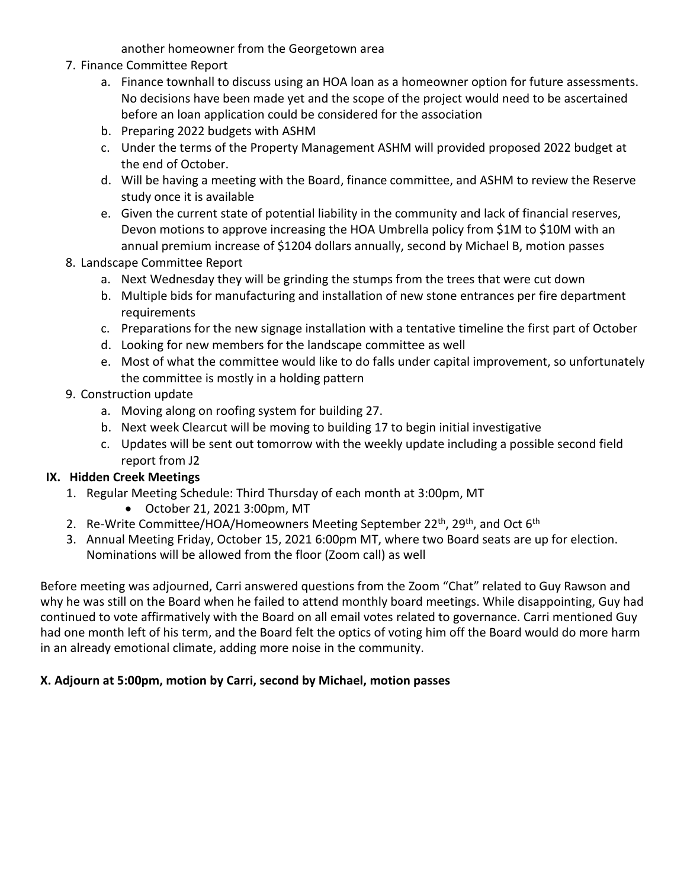another homeowner from the Georgetown area

7. Finance Committee Report
   a. Finance townhall to discuss using an HOA loan as a homeowner option for future assessments. No decisions have been made yet and the scope of the project would need to be ascertained before an loan application could be considered for the association
   b. Preparing 2022 budgets with ASHM
   c. Under the terms of the Property Management ASHM will provided proposed 2022 budget at the end of October.
   d. Will be having a meeting with the Board, finance committee, and ASHM to review the Reserve study once it is available
   e. Given the current state of potential liability in the community and lack of financial reserves, Devon motions to approve increasing the HOA Umbrella policy from $1M to $10M with an annual premium increase of $1204 dollars annually, second by Michael B, motion passes
8. Landscape Committee Report
   a. Next Wednesday they will be grinding the stumps from the trees that were cut down
   b. Multiple bids for manufacturing and installation of new stone entrances per fire department requirements
   c. Preparations for the new signage installation with a tentative timeline the first part of October
   d. Looking for new members for the landscape committee as well
   e. Most of what the committee would like to do falls under capital improvement, so unfortunately the committee is mostly in a holding pattern
9. Construction update
   a. Moving along on roofing system for building 27.
   b. Next week Clearcut will be moving to building 17 to begin initial investigative
   c. Updates will be sent out tomorrow with the weekly update including a possible second field report from J2

## IX. Hidden Creek Meetings

1. Regular Meeting Schedule: Third Thursday of each month at 3:00pm, MT
   - October 21, 2021 3:00pm, MT
2. Re-Write Committee/HOA/Homeowners Meeting September 22nd, 29th, and Oct 6th
3. Annual Meeting Friday, October 15, 2021 6:00pm MT, where two Board seats are up for election. Nominations will be allowed from the floor (Zoom call) as well

Before meeting was adjourned, Carri answered questions from the Zoom "Chat" related to Guy Rawson and why he was still on the Board when he failed to attend monthly board meetings. While disappointing, Guy had continued to vote affirmatively with the Board on all email votes related to governance. Carri mentioned Guy had one month left of his term, and the Board felt the optics of voting him off the Board would do more harm in an already emotional climate, adding more noise in the community.

## X. Adjourn at 5:00pm, motion by Carri, second by Michael, motion passes